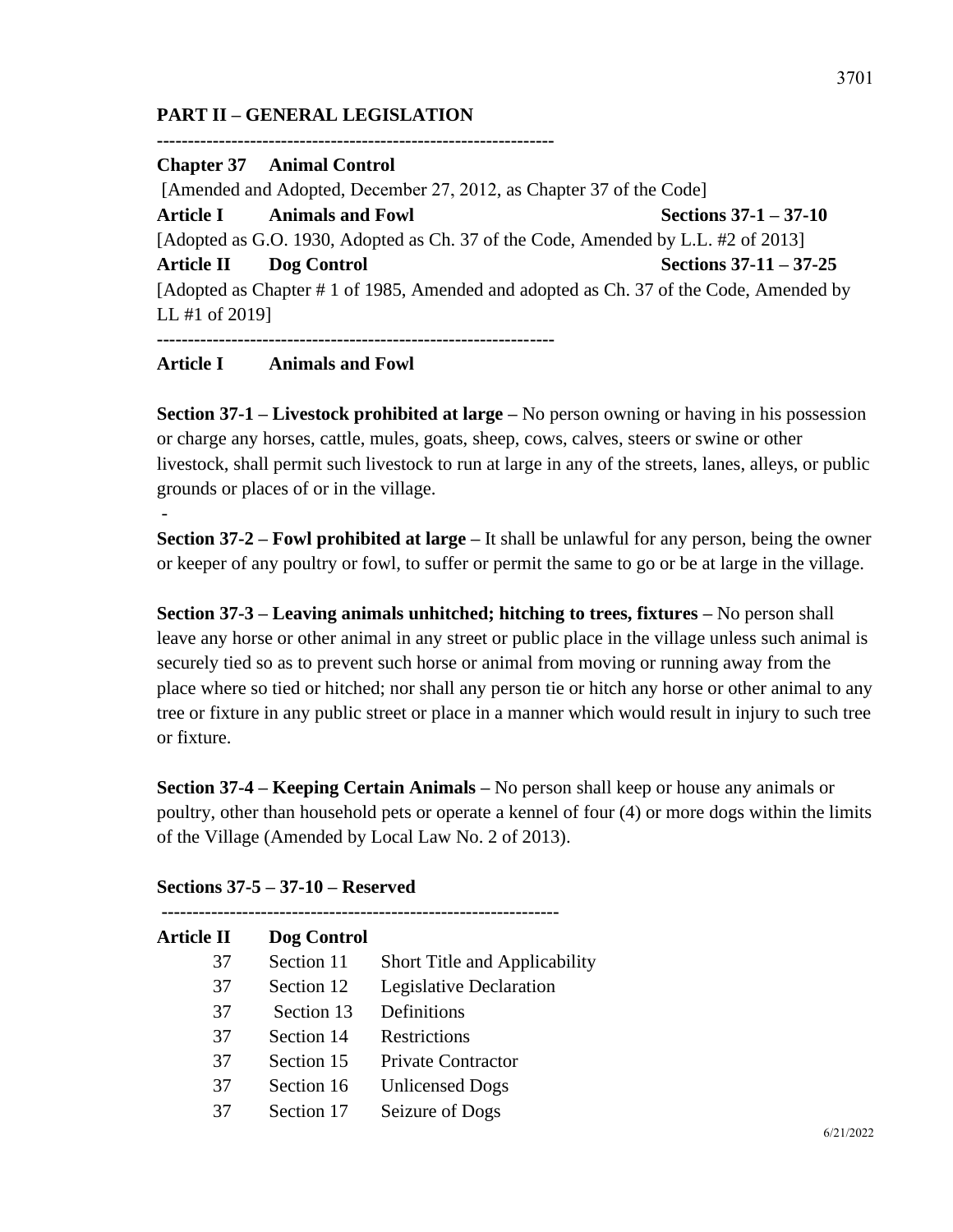## PART II – GENERAL LEGISLATION

---------------------------------------------------------------

**Chapter 37 Animal Control**

[Amended and Adopted, December 27, 2012, as Chapter 37 of the Code]

**Article I Animals and Fowl** **Sections 37-1 – 37-10**

[Adopted as G.O. 1930, Adopted as Ch. 37 of the Code, Amended by L.L. #2 of 2013]

**Article II Dog Control** **Sections 37-11 – 37-25**

[Adopted as Chapter # 1 of 1985, Amended and adopted as Ch. 37 of the Code, Amended by LL #1 of 2019]

---------------------------------------------------------------

### Article I Animals and Fowl

**Section 37-1 – Livestock prohibited at large –** No person owning or having in his possession or charge any horses, cattle, mules, goats, sheep, cows, calves, steers or swine or other livestock, shall permit such livestock to run at large in any of the streets, lanes, alleys, or public grounds or places of or in the village.

-

**Section 37-2 – Fowl prohibited at large –** It shall be unlawful for any person, being the owner or keeper of any poultry or fowl, to suffer or permit the same to go or be at large in the village.

**Section 37-3 – Leaving animals unhitched; hitching to trees, fixtures –** No person shall leave any horse or other animal in any street or public place in the village unless such animal is securely tied so as to prevent such horse or animal from moving or running away from the place where so tied or hitched; nor shall any person tie or hitch any horse or other animal to any tree or fixture in any public street or place in a manner which would result in injury to such tree or fixture.

**Section 37-4 – Keeping Certain Animals –** No person shall keep or house any animals or poultry, other than household pets or operate a kennel of four (4) or more dogs within the limits of the Village (Amended by Local Law No. 2 of 2013).

**Sections 37-5 – 37-10 – Reserved**

---------------------------------------------------------------

### Article II Dog Control

| | | |
|---|---|---|
| 37 | Section 11 | Short Title and Applicability |
| 37 | Section 12 | Legislative Declaration |
| 37 | Section 13 | Definitions |
| 37 | Section 14 | Restrictions |
| 37 | Section 15 | Private Contractor |
| 37 | Section 16 | Unlicensed Dogs |
| 37 | Section 17 | Seizure of Dogs |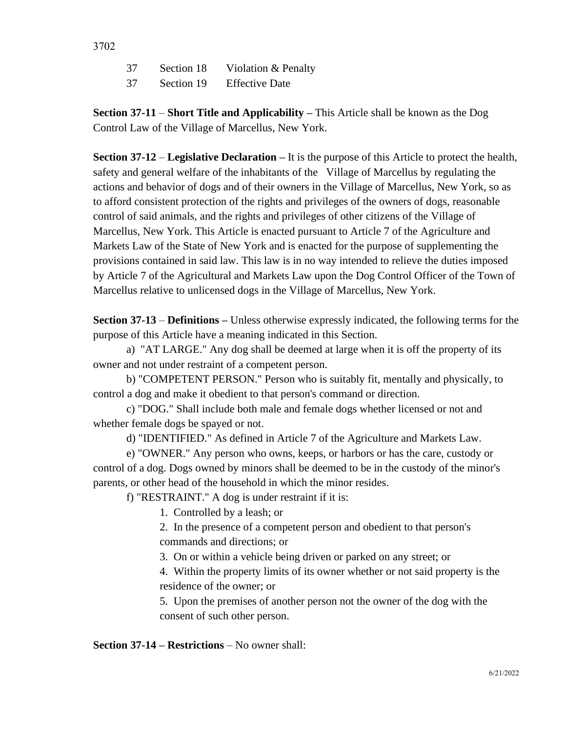| 37 | Section 18 | Violation & Penalty |
|---|---|---|
| 37 | Section 19 | Effective Date |

**Section 37-11** – **Short Title and Applicability –** This Article shall be known as the Dog Control Law of the Village of Marcellus, New York.

**Section 37-12** – **Legislative Declaration –** It is the purpose of this Article to protect the health, safety and general welfare of the inhabitants of the Village of Marcellus by regulating the actions and behavior of dogs and of their owners in the Village of Marcellus, New York, so as to afford consistent protection of the rights and privileges of the owners of dogs, reasonable control of said animals, and the rights and privileges of other citizens of the Village of Marcellus, New York. This Article is enacted pursuant to Article 7 of the Agriculture and Markets Law of the State of New York and is enacted for the purpose of supplementing the provisions contained in said law. This law is in no way intended to relieve the duties imposed by Article 7 of the Agricultural and Markets Law upon the Dog Control Officer of the Town of Marcellus relative to unlicensed dogs in the Village of Marcellus, New York.

**Section 37-13** – **Definitions –** Unless otherwise expressly indicated, the following terms for the purpose of this Article have a meaning indicated in this Section.

a) "AT LARGE." Any dog shall be deemed at large when it is off the property of its owner and not under restraint of a competent person.

b) "COMPETENT PERSON." Person who is suitably fit, mentally and physically, to control a dog and make it obedient to that person's command or direction.

c) "DOG." Shall include both male and female dogs whether licensed or not and whether female dogs be spayed or not.

d) "IDENTIFIED." As defined in Article 7 of the Agriculture and Markets Law.

e) "OWNER." Any person who owns, keeps, or harbors or has the care, custody or control of a dog. Dogs owned by minors shall be deemed to be in the custody of the minor's parents, or other head of the household in which the minor resides.

f) "RESTRAINT." A dog is under restraint if it is:

1. Controlled by a leash; or
2. In the presence of a competent person and obedient to that person's commands and directions; or
3. On or within a vehicle being driven or parked on any street; or
4. Within the property limits of its owner whether or not said property is the residence of the owner; or
5. Upon the premises of another person not the owner of the dog with the consent of such other person.

**Section 37-14 – Restrictions** – No owner shall: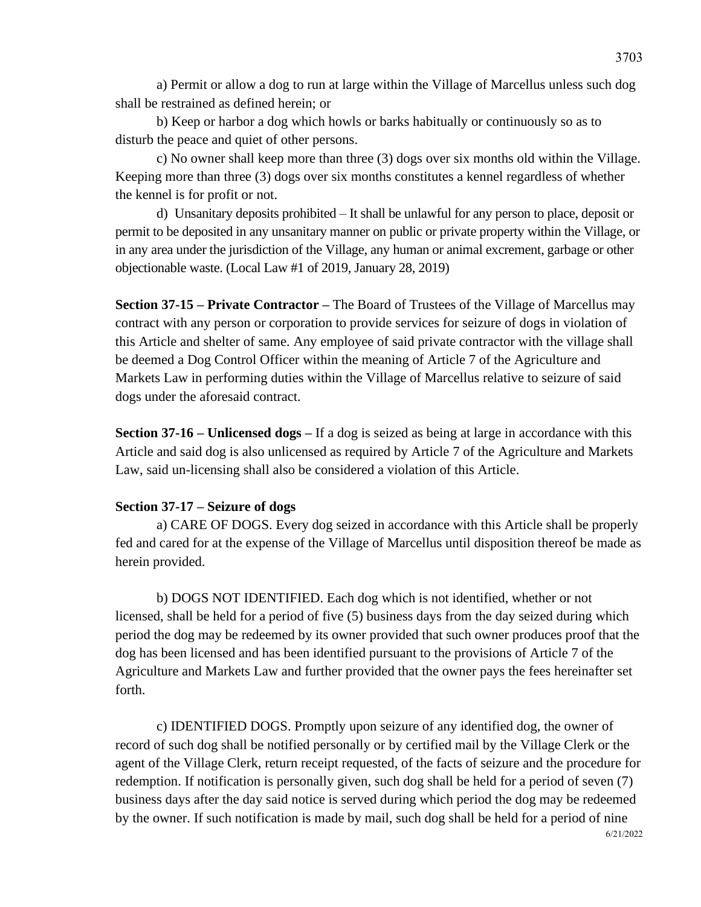a) Permit or allow a dog to run at large within the Village of Marcellus unless such dog shall be restrained as defined herein; or

b) Keep or harbor a dog which howls or barks habitually or continuously so as to disturb the peace and quiet of other persons.

c) No owner shall keep more than three (3) dogs over six months old within the Village. Keeping more than three (3) dogs over six months constitutes a kennel regardless of whether the kennel is for profit or not.

d) Unsanitary deposits prohibited – It shall be unlawful for any person to place, deposit or permit to be deposited in any unsanitary manner on public or private property within the Village, or in any area under the jurisdiction of the Village, any human or animal excrement, garbage or other objectionable waste. (Local Law #1 of 2019, January 28, 2019)

**Section 37-15 – Private Contractor –** The Board of Trustees of the Village of Marcellus may contract with any person or corporation to provide services for seizure of dogs in violation of this Article and shelter of same. Any employee of said private contractor with the village shall be deemed a Dog Control Officer within the meaning of Article 7 of the Agriculture and Markets Law in performing duties within the Village of Marcellus relative to seizure of said dogs under the aforesaid contract.

**Section 37-16 – Unlicensed dogs –** If a dog is seized as being at large in accordance with this Article and said dog is also unlicensed as required by Article 7 of the Agriculture and Markets Law, said un-licensing shall also be considered a violation of this Article.

**Section 37-17 – Seizure of dogs**

a) CARE OF DOGS. Every dog seized in accordance with this Article shall be properly fed and cared for at the expense of the Village of Marcellus until disposition thereof be made as herein provided.

b) DOGS NOT IDENTIFIED. Each dog which is not identified, whether or not licensed, shall be held for a period of five (5) business days from the day seized during which period the dog may be redeemed by its owner provided that such owner produces proof that the dog has been licensed and has been identified pursuant to the provisions of Article 7 of the Agriculture and Markets Law and further provided that the owner pays the fees hereinafter set forth.

c) IDENTIFIED DOGS. Promptly upon seizure of any identified dog, the owner of record of such dog shall be notified personally or by certified mail by the Village Clerk or the agent of the Village Clerk, return receipt requested, of the facts of seizure and the procedure for redemption. If notification is personally given, such dog shall be held for a period of seven (7) business days after the day said notice is served during which period the dog may be redeemed by the owner. If such notification is made by mail, such dog shall be held for a period of nine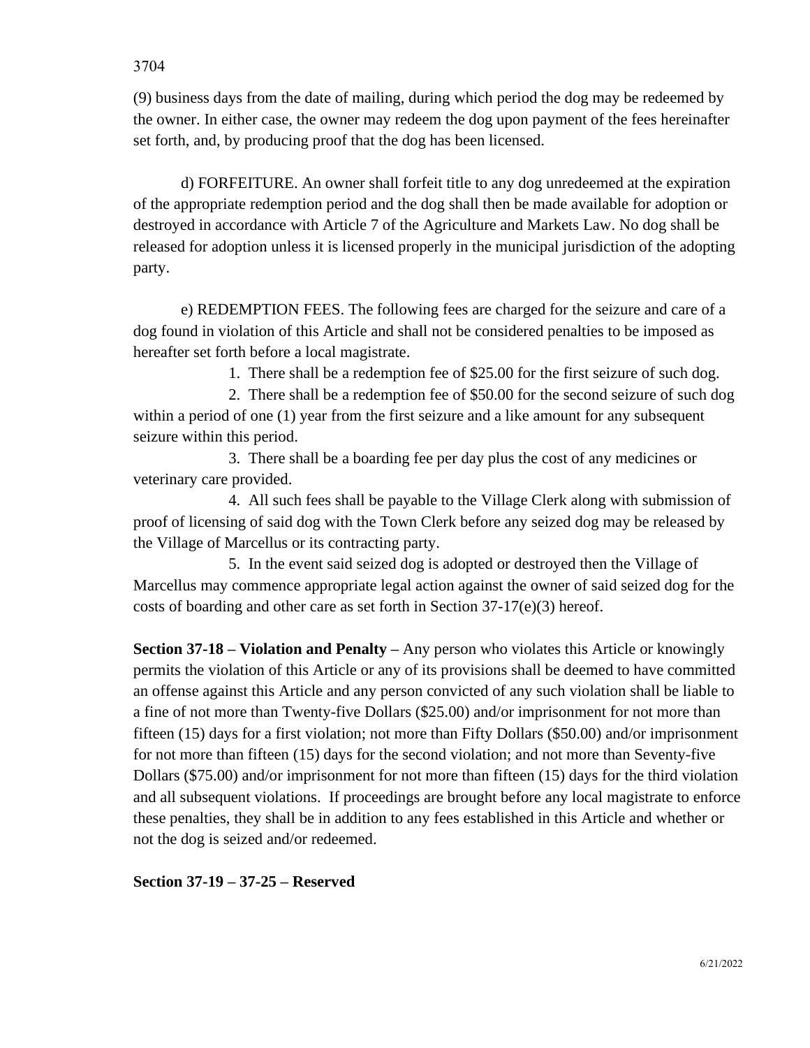(9) business days from the date of mailing, during which period the dog may be redeemed by the owner. In either case, the owner may redeem the dog upon payment of the fees hereinafter set forth, and, by producing proof that the dog has been licensed.

d) FORFEITURE. An owner shall forfeit title to any dog unredeemed at the expiration of the appropriate redemption period and the dog shall then be made available for adoption or destroyed in accordance with Article 7 of the Agriculture and Markets Law. No dog shall be released for adoption unless it is licensed properly in the municipal jurisdiction of the adopting party.

e) REDEMPTION FEES. The following fees are charged for the seizure and care of a dog found in violation of this Article and shall not be considered penalties to be imposed as hereafter set forth before a local magistrate.

1. There shall be a redemption fee of $25.00 for the first seizure of such dog.
2. There shall be a redemption fee of $50.00 for the second seizure of such dog within a period of one (1) year from the first seizure and a like amount for any subsequent seizure within this period.
3. There shall be a boarding fee per day plus the cost of any medicines or veterinary care provided.
4. All such fees shall be payable to the Village Clerk along with submission of proof of licensing of said dog with the Town Clerk before any seized dog may be released by the Village of Marcellus or its contracting party.
5. In the event said seized dog is adopted or destroyed then the Village of Marcellus may commence appropriate legal action against the owner of said seized dog for the costs of boarding and other care as set forth in Section 37-17(e)(3) hereof.

**Section 37-18 – Violation and Penalty –** Any person who violates this Article or knowingly permits the violation of this Article or any of its provisions shall be deemed to have committed an offense against this Article and any person convicted of any such violation shall be liable to a fine of not more than Twenty-five Dollars ($25.00) and/or imprisonment for not more than fifteen (15) days for a first violation; not more than Fifty Dollars ($50.00) and/or imprisonment for not more than fifteen (15) days for the second violation; and not more than Seventy-five Dollars ($75.00) and/or imprisonment for not more than fifteen (15) days for the third violation and all subsequent violations. If proceedings are brought before any local magistrate to enforce these penalties, they shall be in addition to any fees established in this Article and whether or not the dog is seized and/or redeemed.

**Section 37-19 – 37-25 – Reserved**